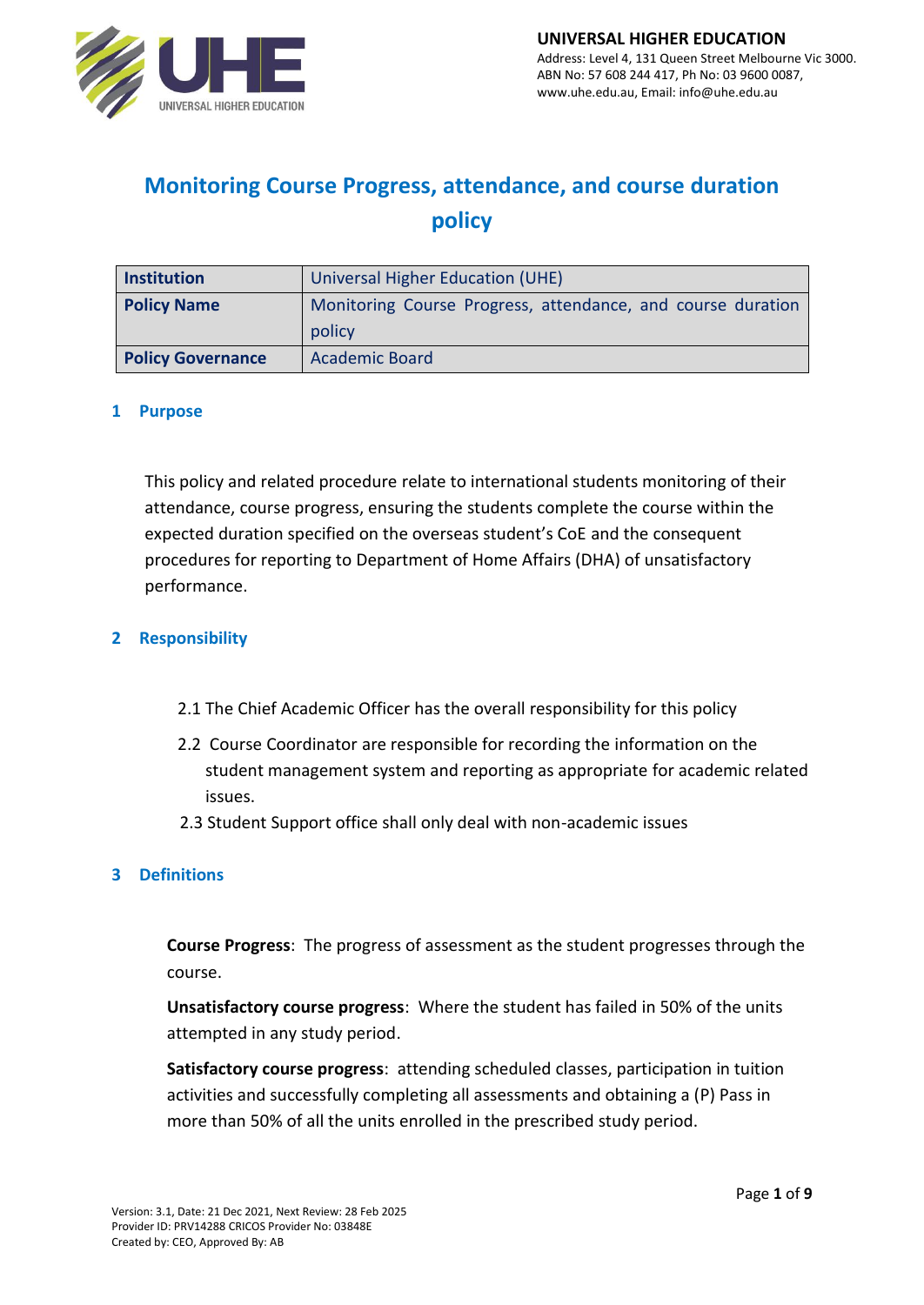**UNIVERSAL HIGHER EDUCATION**
Address: Level 4, 131 Queen Street Melbourne Vic 3000.
ABN No: 57 608 244 417, Ph No: 03 9600 0087,
www.uhe.edu.au, Email: info@uhe.edu.au

# Monitoring Course Progress, attendance, and course duration policy

| Institution | Universal Higher Education (UHE) |
|---|---|
| **Policy Name** | Monitoring Course Progress, attendance, and course duration policy |
| **Policy Governance** | Academic Board |

## 1 Purpose

This policy and related procedure relate to international students monitoring of their attendance, course progress, ensuring the students complete the course within the expected duration specified on the overseas student's CoE and the consequent procedures for reporting to Department of Home Affairs (DHA) of unsatisfactory performance.

## 2 Responsibility

2.1 The Chief Academic Officer has the overall responsibility for this policy

2.2 Course Coordinator are responsible for recording the information on the student management system and reporting as appropriate for academic related issues.

2.3 Student Support office shall only deal with non-academic issues

## 3 Definitions

**Course Progress**: The progress of assessment as the student progresses through the course.

**Unsatisfactory course progress**: Where the student has failed in 50% of the units attempted in any study period.

**Satisfactory course progress**: attending scheduled classes, participation in tuition activities and successfully completing all assessments and obtaining a (P) Pass in more than 50% of all the units enrolled in the prescribed study period.

Version: 3.1, Date: 21 Dec 2021, Next Review: 28 Feb 2025
Provider ID: PRV14288 CRICOS Provider No: 03848E
Created by: CEO, Approved By: AB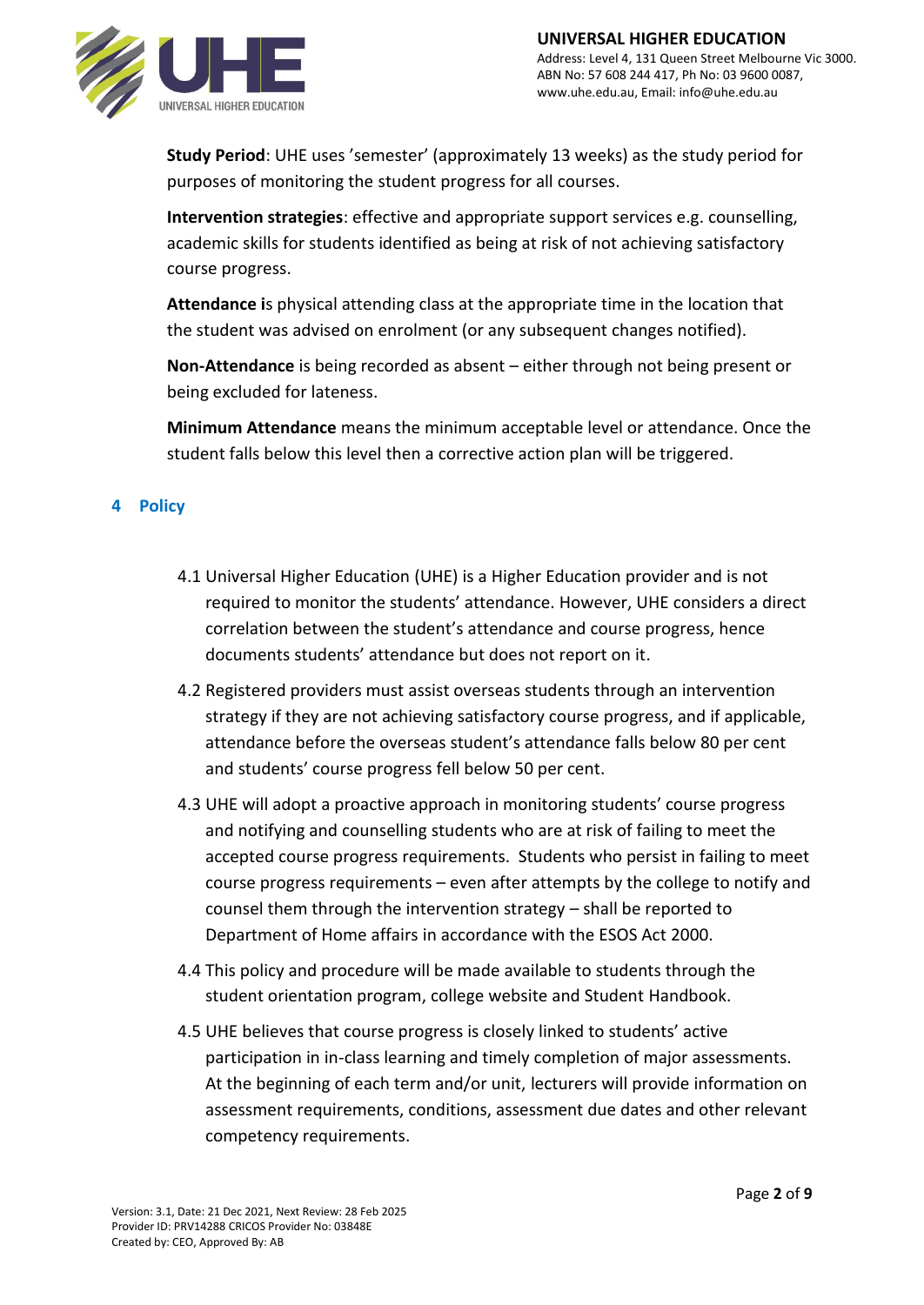**Study Period**: UHE uses 'semester' (approximately 13 weeks) as the study period for purposes of monitoring the student progress for all courses.

**Intervention strategies**: effective and appropriate support services e.g. counselling, academic skills for students identified as being at risk of not achieving satisfactory course progress.

**Attendance i**s physical attending class at the appropriate time in the location that the student was advised on enrolment (or any subsequent changes notified).

**Non-Attendance** is being recorded as absent – either through not being present or being excluded for lateness.

**Minimum Attendance** means the minimum acceptable level or attendance. Once the student falls below this level then a corrective action plan will be triggered.

## 4 Policy

4.1 Universal Higher Education (UHE) is a Higher Education provider and is not required to monitor the students' attendance. However, UHE considers a direct correlation between the student's attendance and course progress, hence documents students' attendance but does not report on it.

4.2 Registered providers must assist overseas students through an intervention strategy if they are not achieving satisfactory course progress, and if applicable, attendance before the overseas student's attendance falls below 80 per cent and students' course progress fell below 50 per cent.

4.3 UHE will adopt a proactive approach in monitoring students' course progress and notifying and counselling students who are at risk of failing to meet the accepted course progress requirements. Students who persist in failing to meet course progress requirements – even after attempts by the college to notify and counsel them through the intervention strategy – shall be reported to Department of Home affairs in accordance with the ESOS Act 2000.

4.4 This policy and procedure will be made available to students through the student orientation program, college website and Student Handbook.

4.5 UHE believes that course progress is closely linked to students' active participation in in-class learning and timely completion of major assessments. At the beginning of each term and/or unit, lecturers will provide information on assessment requirements, conditions, assessment due dates and other relevant competency requirements.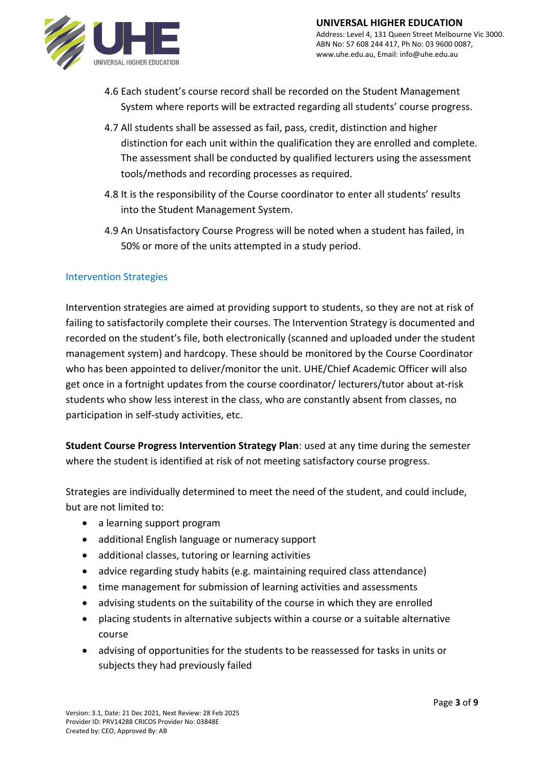4.6 Each student's course record shall be recorded on the Student Management System where reports will be extracted regarding all students' course progress.

4.7 All students shall be assessed as fail, pass, credit, distinction and higher distinction for each unit within the qualification they are enrolled and complete. The assessment shall be conducted by qualified lecturers using the assessment tools/methods and recording processes as required.

4.8 It is the responsibility of the Course coordinator to enter all students' results into the Student Management System.

4.9 An Unsatisfactory Course Progress will be noted when a student has failed, in 50% or more of the units attempted in a study period.

## Intervention Strategies

Intervention strategies are aimed at providing support to students, so they are not at risk of failing to satisfactorily complete their courses. The Intervention Strategy is documented and recorded on the student's file, both electronically (scanned and uploaded under the student management system) and hardcopy. These should be monitored by the Course Coordinator who has been appointed to deliver/monitor the unit. UHE/Chief Academic Officer will also get once in a fortnight updates from the course coordinator/ lecturers/tutor about at-risk students who show less interest in the class, who are constantly absent from classes, no participation in self-study activities, etc.

**Student Course Progress Intervention Strategy Plan**: used at any time during the semester where the student is identified at risk of not meeting satisfactory course progress.

Strategies are individually determined to meet the need of the student, and could include, but are not limited to:

- a learning support program
- additional English language or numeracy support
- additional classes, tutoring or learning activities
- advice regarding study habits (e.g. maintaining required class attendance)
- time management for submission of learning activities and assessments
- advising students on the suitability of the course in which they are enrolled
- placing students in alternative subjects within a course or a suitable alternative course
- advising of opportunities for the students to be reassessed for tasks in units or subjects they had previously failed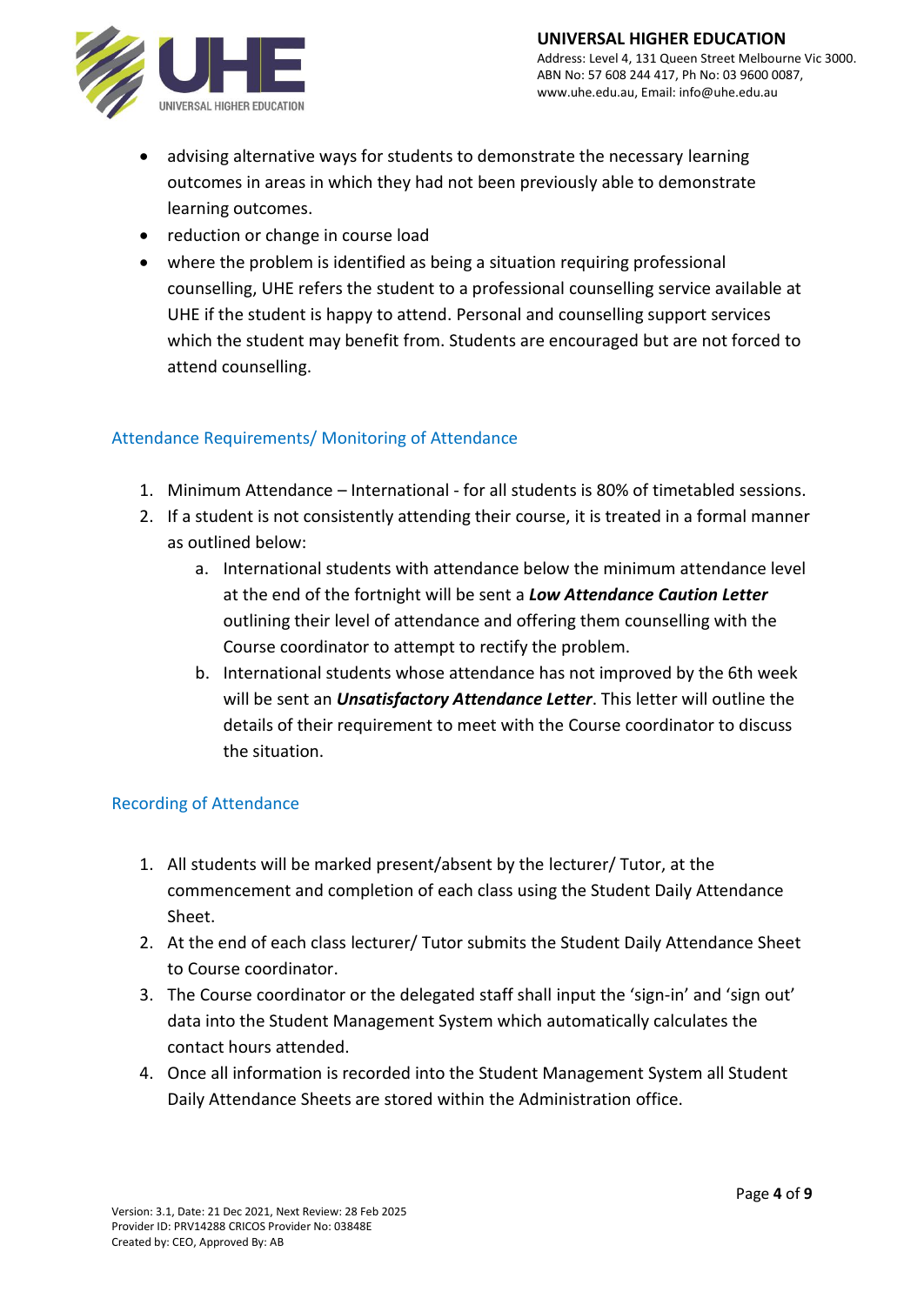- advising alternative ways for students to demonstrate the necessary learning outcomes in areas in which they had not been previously able to demonstrate learning outcomes.
- reduction or change in course load
- where the problem is identified as being a situation requiring professional counselling, UHE refers the student to a professional counselling service available at UHE if the student is happy to attend. Personal and counselling support services which the student may benefit from. Students are encouraged but are not forced to attend counselling.

## Attendance Requirements/ Monitoring of Attendance

1. Minimum Attendance – International - for all students is 80% of timetabled sessions.
2. If a student is not consistently attending their course, it is treated in a formal manner as outlined below:
   a. International students with attendance below the minimum attendance level at the end of the fortnight will be sent a ***Low Attendance Caution Letter*** outlining their level of attendance and offering them counselling with the Course coordinator to attempt to rectify the problem.
   b. International students whose attendance has not improved by the 6th week will be sent an ***Unsatisfactory Attendance Letter***. This letter will outline the details of their requirement to meet with the Course coordinator to discuss the situation.

## Recording of Attendance

1. All students will be marked present/absent by the lecturer/ Tutor, at the commencement and completion of each class using the Student Daily Attendance Sheet.
2. At the end of each class lecturer/ Tutor submits the Student Daily Attendance Sheet to Course coordinator.
3. The Course coordinator or the delegated staff shall input the 'sign-in' and 'sign out' data into the Student Management System which automatically calculates the contact hours attended.
4. Once all information is recorded into the Student Management System all Student Daily Attendance Sheets are stored within the Administration office.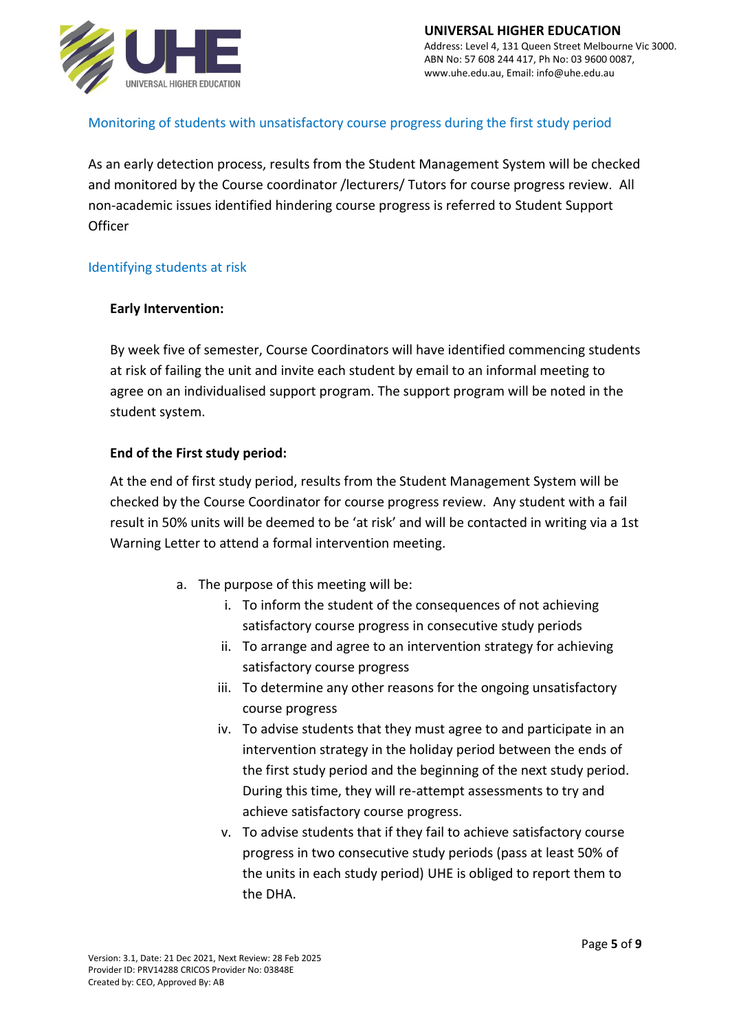## Monitoring of students with unsatisfactory course progress during the first study period

As an early detection process, results from the Student Management System will be checked and monitored by the Course coordinator /lecturers/ Tutors for course progress review. All non-academic issues identified hindering course progress is referred to Student Support Officer

## Identifying students at risk

**Early Intervention:**

By week five of semester, Course Coordinators will have identified commencing students at risk of failing the unit and invite each student by email to an informal meeting to agree on an individualised support program. The support program will be noted in the student system.

**End of the First study period:**

At the end of first study period, results from the Student Management System will be checked by the Course Coordinator for course progress review. Any student with a fail result in 50% units will be deemed to be 'at risk' and will be contacted in writing via a 1st Warning Letter to attend a formal intervention meeting.

a. The purpose of this meeting will be:
   i. To inform the student of the consequences of not achieving satisfactory course progress in consecutive study periods
   ii. To arrange and agree to an intervention strategy for achieving satisfactory course progress
   iii. To determine any other reasons for the ongoing unsatisfactory course progress
   iv. To advise students that they must agree to and participate in an intervention strategy in the holiday period between the ends of the first study period and the beginning of the next study period. During this time, they will re-attempt assessments to try and achieve satisfactory course progress.
   v. To advise students that if they fail to achieve satisfactory course progress in two consecutive study periods (pass at least 50% of the units in each study period) UHE is obliged to report them to the DHA.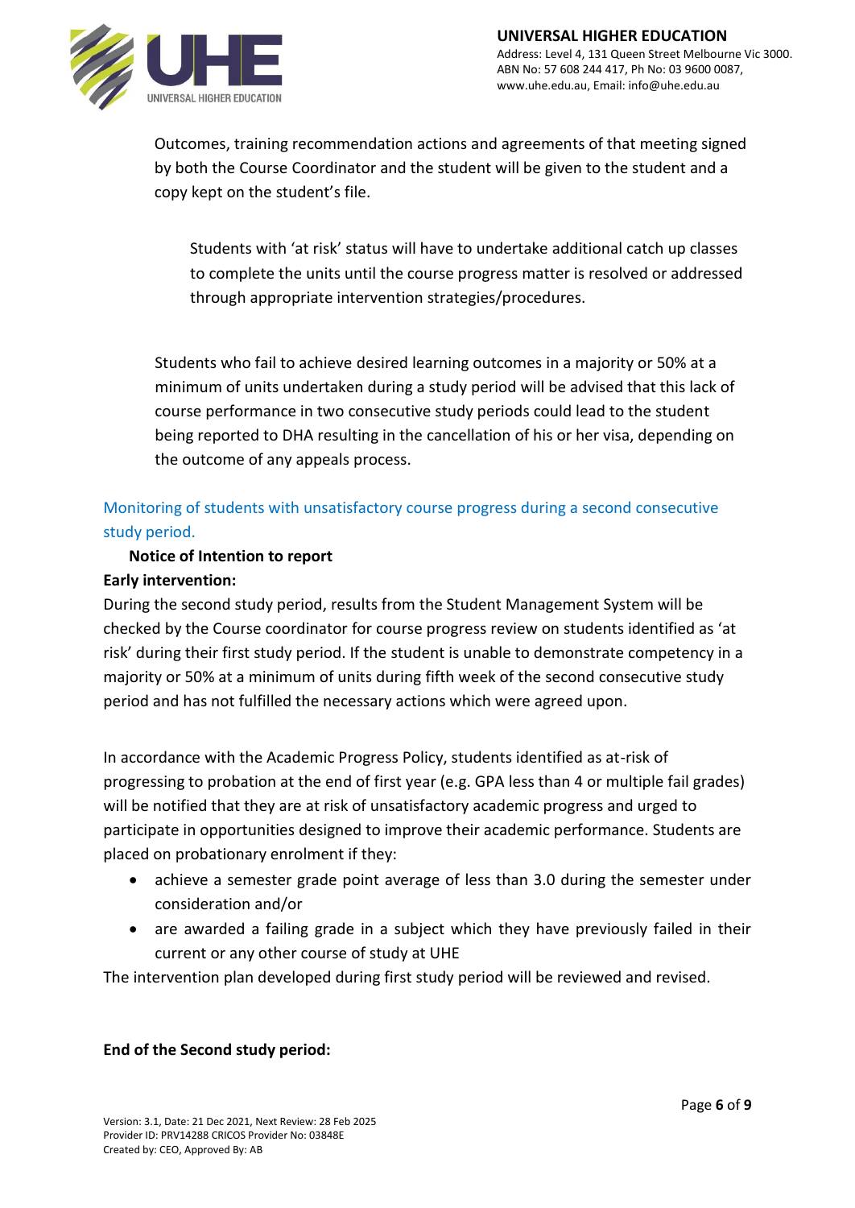Outcomes, training recommendation actions and agreements of that meeting signed by both the Course Coordinator and the student will be given to the student and a copy kept on the student's file.

Students with 'at risk' status will have to undertake additional catch up classes to complete the units until the course progress matter is resolved or addressed through appropriate intervention strategies/procedures.

Students who fail to achieve desired learning outcomes in a majority or 50% at a minimum of units undertaken during a study period will be advised that this lack of course performance in two consecutive study periods could lead to the student being reported to DHA resulting in the cancellation of his or her visa, depending on the outcome of any appeals process.

### Monitoring of students with unsatisfactory course progress during a second consecutive study period.

**Notice of Intention to report**

**Early intervention:**

During the second study period, results from the Student Management System will be checked by the Course coordinator for course progress review on students identified as 'at risk' during their first study period. If the student is unable to demonstrate competency in a majority or 50% at a minimum of units during fifth week of the second consecutive study period and has not fulfilled the necessary actions which were agreed upon.

In accordance with the Academic Progress Policy, students identified as at-risk of progressing to probation at the end of first year (e.g. GPA less than 4 or multiple fail grades) will be notified that they are at risk of unsatisfactory academic progress and urged to participate in opportunities designed to improve their academic performance. Students are placed on probationary enrolment if they:

- achieve a semester grade point average of less than 3.0 during the semester under consideration and/or
- are awarded a failing grade in a subject which they have previously failed in their current or any other course of study at UHE

The intervention plan developed during first study period will be reviewed and revised.

**End of the Second study period:**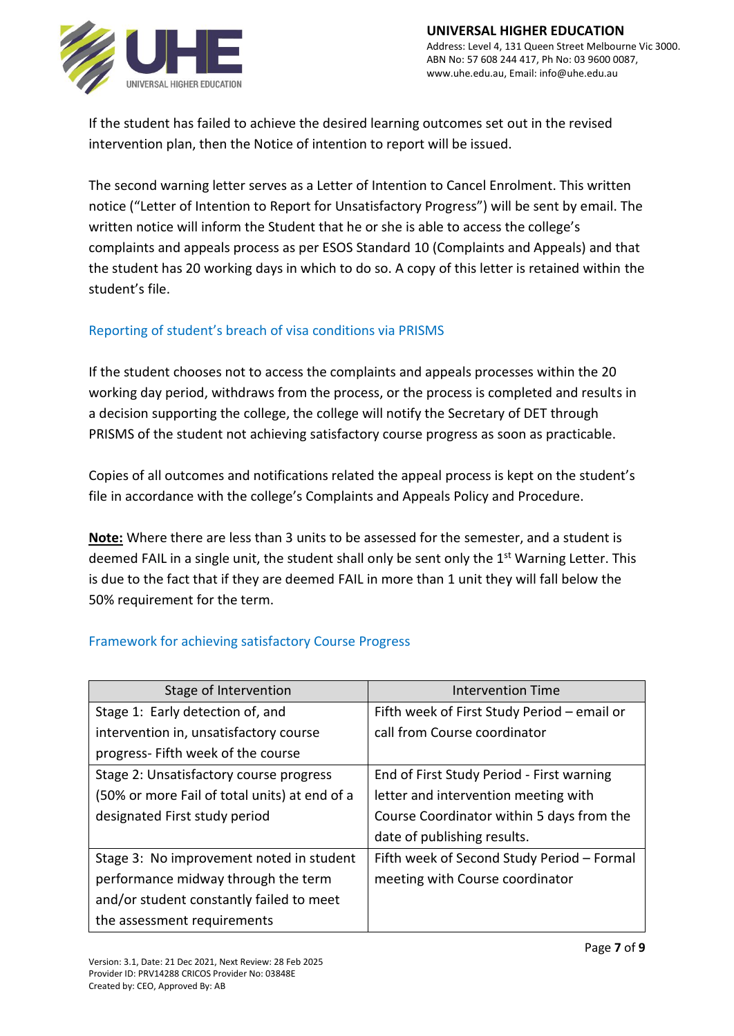If the student has failed to achieve the desired learning outcomes set out in the revised intervention plan, then the Notice of intention to report will be issued.

The second warning letter serves as a Letter of Intention to Cancel Enrolment. This written notice ("Letter of Intention to Report for Unsatisfactory Progress") will be sent by email. The written notice will inform the Student that he or she is able to access the college's complaints and appeals process as per ESOS Standard 10 (Complaints and Appeals) and that the student has 20 working days in which to do so. A copy of this letter is retained within the student's file.

### Reporting of student's breach of visa conditions via PRISMS

If the student chooses not to access the complaints and appeals processes within the 20 working day period, withdraws from the process, or the process is completed and results in a decision supporting the college, the college will notify the Secretary of DET through PRISMS of the student not achieving satisfactory course progress as soon as practicable.

Copies of all outcomes and notifications related the appeal process is kept on the student's file in accordance with the college's Complaints and Appeals Policy and Procedure.

**Note:** Where there are less than 3 units to be assessed for the semester, and a student is deemed FAIL in a single unit, the student shall only be sent only the 1st Warning Letter. This is due to the fact that if they are deemed FAIL in more than 1 unit they will fall below the 50% requirement for the term.

### Framework for achieving satisfactory Course Progress

| Stage of Intervention | Intervention Time |
|---|---|
| Stage 1: Early detection of, and intervention in, unsatisfactory course progress- Fifth week of the course | Fifth week of First Study Period – email or call from Course coordinator |
| Stage 2: Unsatisfactory course progress (50% or more Fail of total units) at end of a designated First study period | End of First Study Period - First warning letter and intervention meeting with Course Coordinator within 5 days from the date of publishing results. |
| Stage 3: No improvement noted in student performance midway through the term and/or student constantly failed to meet the assessment requirements | Fifth week of Second Study Period – Formal meeting with Course coordinator |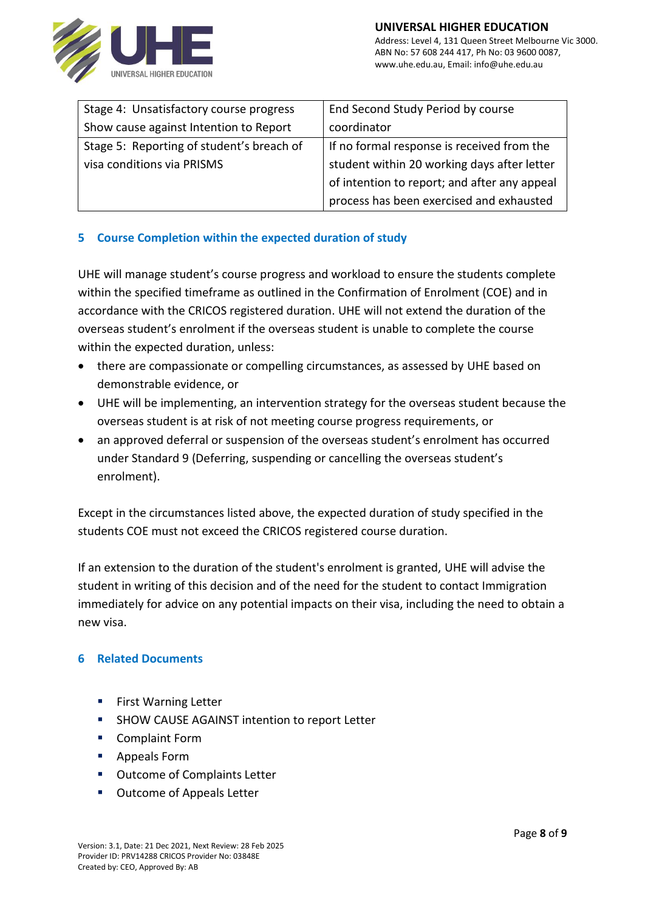| Stage 4: Unsatisfactory course progress Show cause against Intention to Report | End Second Study Period by course coordinator |
| --- | --- |
| Stage 5: Reporting of student's breach of visa conditions via PRISMS | If no formal response is received from the student within 20 working days after letter of intention to report; and after any appeal process has been exercised and exhausted |

## 5 Course Completion within the expected duration of study

UHE will manage student's course progress and workload to ensure the students complete within the specified timeframe as outlined in the Confirmation of Enrolment (COE) and in accordance with the CRICOS registered duration. UHE will not extend the duration of the overseas student's enrolment if the overseas student is unable to complete the course within the expected duration, unless:

- there are compassionate or compelling circumstances, as assessed by UHE based on demonstrable evidence, or
- UHE will be implementing, an intervention strategy for the overseas student because the overseas student is at risk of not meeting course progress requirements, or
- an approved deferral or suspension of the overseas student's enrolment has occurred under Standard 9 (Deferring, suspending or cancelling the overseas student's enrolment).

Except in the circumstances listed above, the expected duration of study specified in the students COE must not exceed the CRICOS registered course duration.

If an extension to the duration of the student's enrolment is granted, UHE will advise the student in writing of this decision and of the need for the student to contact Immigration immediately for advice on any potential impacts on their visa, including the need to obtain a new visa.

## 6 Related Documents

- First Warning Letter
- SHOW CAUSE AGAINST intention to report Letter
- Complaint Form
- Appeals Form
- Outcome of Complaints Letter
- Outcome of Appeals Letter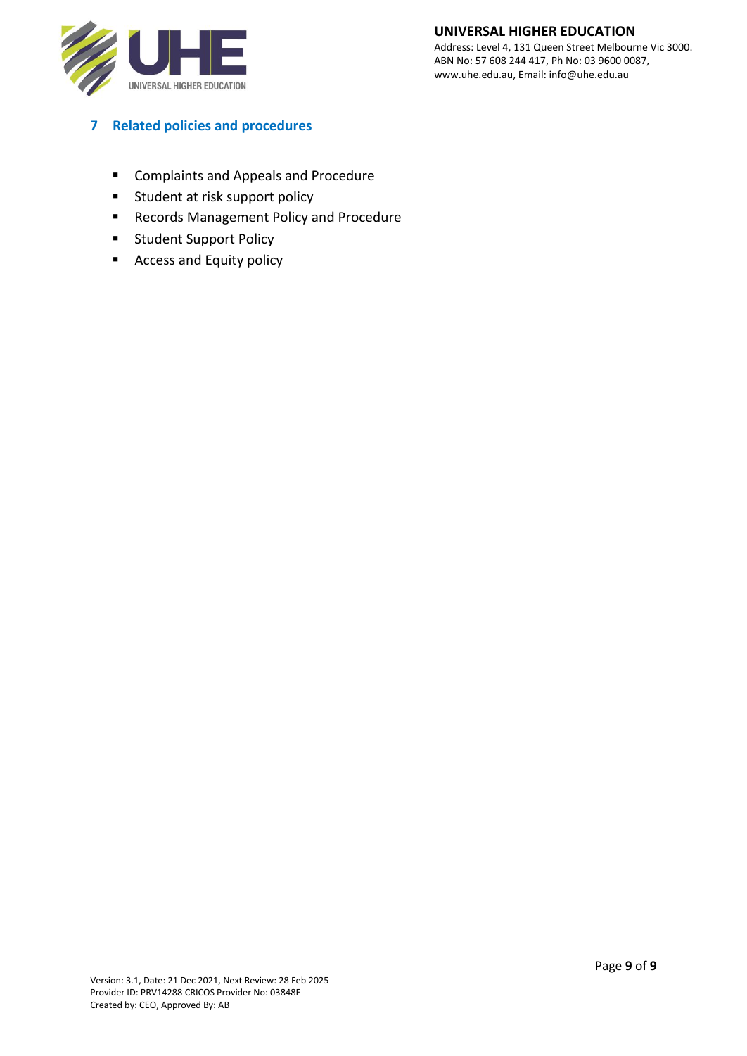## 7 Related policies and procedures

- Complaints and Appeals and Procedure
- Student at risk support policy
- Records Management Policy and Procedure
- Student Support Policy
- Access and Equity policy